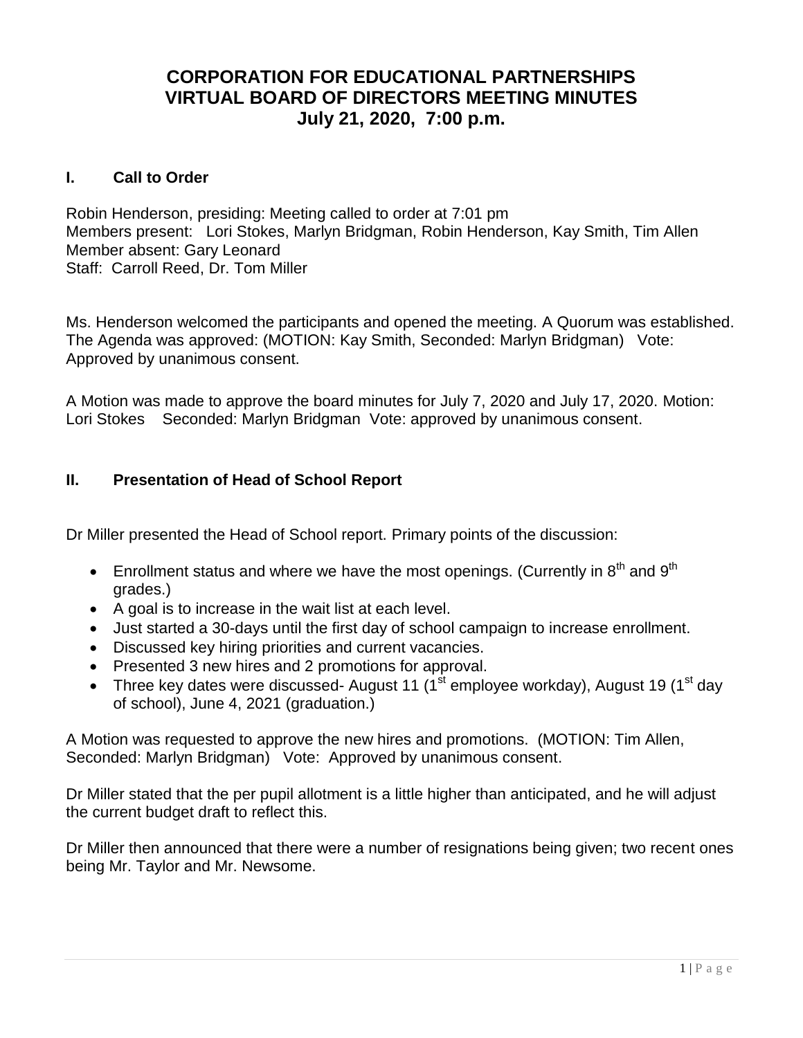# CORPORATION FOR EDUCATIONAL PARTNERSHIPS
# VIRTUAL BOARD OF DIRECTORS MEETING MINUTES
# July 21, 2020, 7:00 p.m.

## I. Call to Order

Robin Henderson, presiding: Meeting called to order at 7:01 pm
Members present: Lori Stokes, Marlyn Bridgman, Robin Henderson, Kay Smith, Tim Allen
Member absent: Gary Leonard
Staff: Carroll Reed, Dr. Tom Miller

Ms. Henderson welcomed the participants and opened the meeting. A Quorum was established. The Agenda was approved: (MOTION: Kay Smith, Seconded: Marlyn Bridgman) Vote: Approved by unanimous consent.

A Motion was made to approve the board minutes for July 7, 2020 and July 17, 2020. Motion: Lori Stokes Seconded: Marlyn Bridgman Vote: approved by unanimous consent.

## II. Presentation of Head of School Report

Dr Miller presented the Head of School report. Primary points of the discussion:

- Enrollment status and where we have the most openings. (Currently in 8th and 9th grades.)
- A goal is to increase in the wait list at each level.
- Just started a 30-days until the first day of school campaign to increase enrollment.
- Discussed key hiring priorities and current vacancies.
- Presented 3 new hires and 2 promotions for approval.
- Three key dates were discussed- August 11 (1st employee workday), August 19 (1st day of school), June 4, 2021 (graduation.)

A Motion was requested to approve the new hires and promotions. (MOTION: Tim Allen, Seconded: Marlyn Bridgman) Vote: Approved by unanimous consent.

Dr Miller stated that the per pupil allotment is a little higher than anticipated, and he will adjust the current budget draft to reflect this.

Dr Miller then announced that there were a number of resignations being given; two recent ones being Mr. Taylor and Mr. Newsome.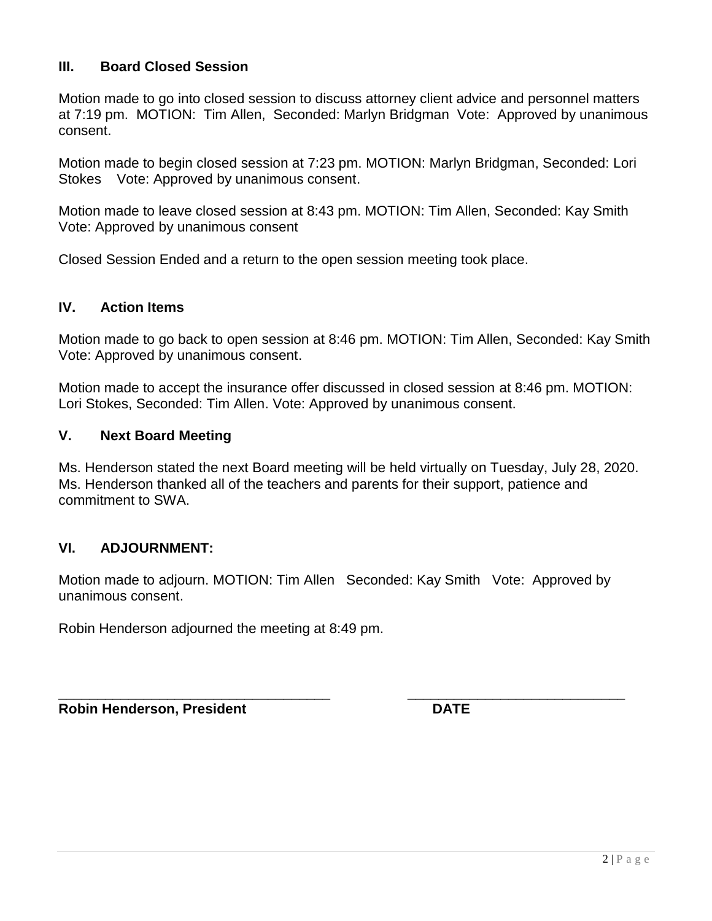## III. Board Closed Session

Motion made to go into closed session to discuss attorney client advice and personnel matters at 7:19 pm. MOTION: Tim Allen, Seconded: Marlyn Bridgman Vote: Approved by unanimous consent.

Motion made to begin closed session at 7:23 pm. MOTION: Marlyn Bridgman, Seconded: Lori Stokes Vote: Approved by unanimous consent.

Motion made to leave closed session at 8:43 pm. MOTION: Tim Allen, Seconded: Kay Smith Vote: Approved by unanimous consent

Closed Session Ended and a return to the open session meeting took place.

## IV. Action Items

Motion made to go back to open session at 8:46 pm. MOTION: Tim Allen, Seconded: Kay Smith Vote: Approved by unanimous consent.

Motion made to accept the insurance offer discussed in closed session at 8:46 pm. MOTION: Lori Stokes, Seconded: Tim Allen. Vote: Approved by unanimous consent.

## V. Next Board Meeting

Ms. Henderson stated the next Board meeting will be held virtually on Tuesday, July 28, 2020. Ms. Henderson thanked all of the teachers and parents for their support, patience and commitment to SWA.

## VI. ADJOURNMENT:

Motion made to adjourn. MOTION: Tim Allen Seconded: Kay Smith Vote: Approved by unanimous consent.

Robin Henderson adjourned the meeting at 8:49 pm.

\_\_\_\_\_\_\_\_\_\_\_\_\_\_\_\_\_\_\_\_\_\_\_\_\_\_\_\_\_\_\_\_\_\_\_\_ \_\_\_\_\_\_\_\_\_\_\_\_\_\_\_\_\_\_\_\_\_\_\_\_\_\_\_\_\_\_

**Robin Henderson, President** **DATE**